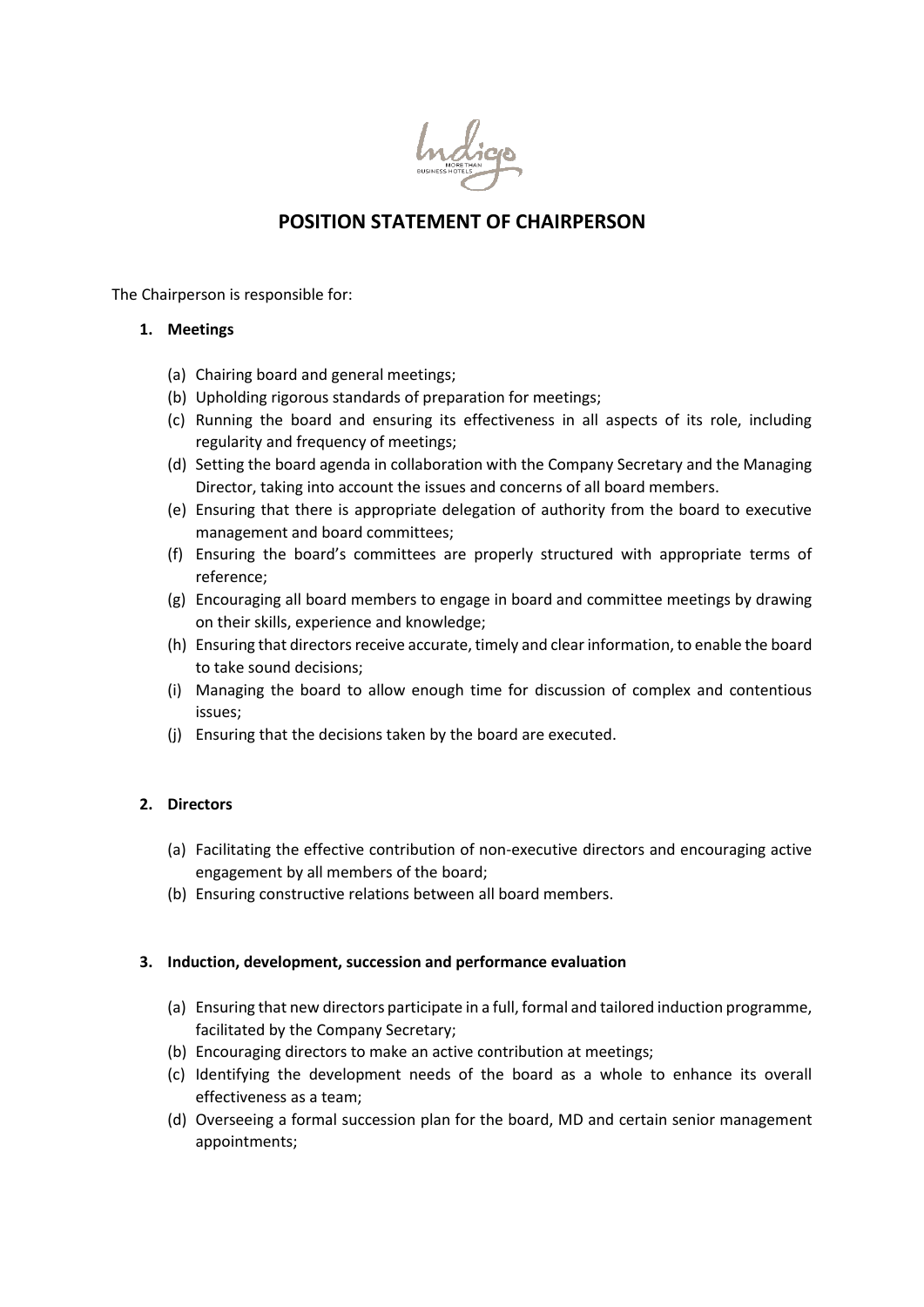# POSITION STATEMENT OF CHAIRPERSON

The Chairperson is responsible for:

1. **Meetings**

   (a) Chairing board and general meetings;
   (b) Upholding rigorous standards of preparation for meetings;
   (c) Running the board and ensuring its effectiveness in all aspects of its role, including regularity and frequency of meetings;
   (d) Setting the board agenda in collaboration with the Company Secretary and the Managing Director, taking into account the issues and concerns of all board members.
   (e) Ensuring that there is appropriate delegation of authority from the board to executive management and board committees;
   (f) Ensuring the board's committees are properly structured with appropriate terms of reference;
   (g) Encouraging all board members to engage in board and committee meetings by drawing on their skills, experience and knowledge;
   (h) Ensuring that directors receive accurate, timely and clear information, to enable the board to take sound decisions;
   (i) Managing the board to allow enough time for discussion of complex and contentious issues;
   (j) Ensuring that the decisions taken by the board are executed.

2. **Directors**

   (a) Facilitating the effective contribution of non-executive directors and encouraging active engagement by all members of the board;
   (b) Ensuring constructive relations between all board members.

3. **Induction, development, succession and performance evaluation**

   (a) Ensuring that new directors participate in a full, formal and tailored induction programme, facilitated by the Company Secretary;
   (b) Encouraging directors to make an active contribution at meetings;
   (c) Identifying the development needs of the board as a whole to enhance its overall effectiveness as a team;
   (d) Overseeing a formal succession plan for the board, MD and certain senior management appointments;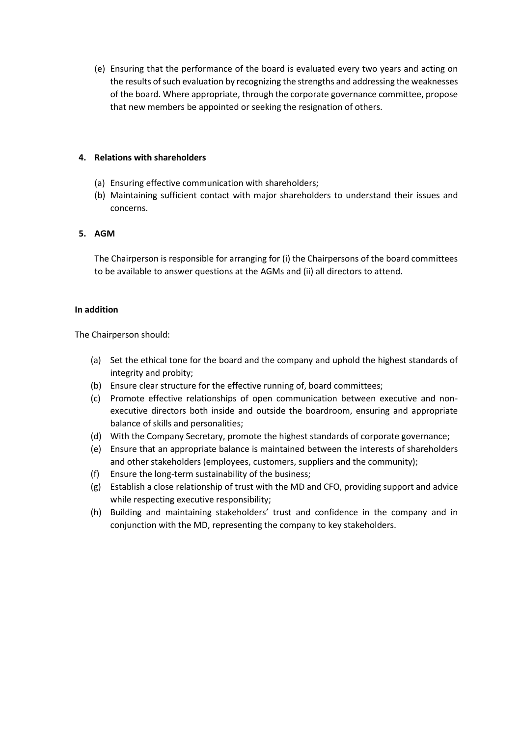(e) Ensuring that the performance of the board is evaluated every two years and acting on the results of such evaluation by recognizing the strengths and addressing the weaknesses of the board. Where appropriate, through the corporate governance committee, propose that new members be appointed or seeking the resignation of others.

**4. Relations with shareholders**

(a) Ensuring effective communication with shareholders;
(b) Maintaining sufficient contact with major shareholders to understand their issues and concerns.

**5. AGM**

The Chairperson is responsible for arranging for (i) the Chairpersons of the board committees to be available to answer questions at the AGMs and (ii) all directors to attend.

**In addition**

The Chairperson should:

(a) Set the ethical tone for the board and the company and uphold the highest standards of integrity and probity;
(b) Ensure clear structure for the effective running of, board committees;
(c) Promote effective relationships of open communication between executive and non-executive directors both inside and outside the boardroom, ensuring and appropriate balance of skills and personalities;
(d) With the Company Secretary, promote the highest standards of corporate governance;
(e) Ensure that an appropriate balance is maintained between the interests of shareholders and other stakeholders (employees, customers, suppliers and the community);
(f) Ensure the long-term sustainability of the business;
(g) Establish a close relationship of trust with the MD and CFO, providing support and advice while respecting executive responsibility;
(h) Building and maintaining stakeholders' trust and confidence in the company and in conjunction with the MD, representing the company to key stakeholders.